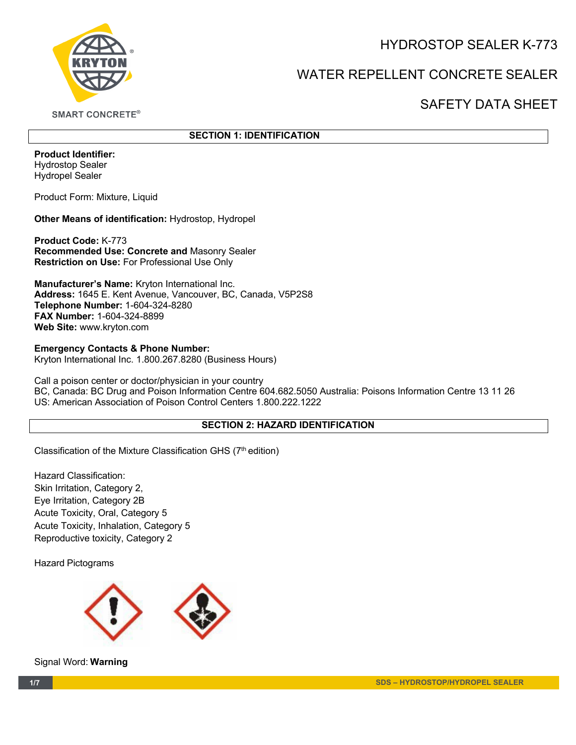# HYDROSTOP SEALER K-773

## WATER REPELLENT CONCRETE SEALER

## SAFETY DATA SHEET

SMART CONCRETE®

## SECTION 1: IDENTIFICATION

**Product Identifier:**
Hydrostop Sealer
Hydropel Sealer

Product Form: Mixture, Liquid

**Other Means of identification:** Hydrostop, Hydropel

**Product Code:** K-773
**Recommended Use: Concrete and** Masonry Sealer
**Restriction on Use:** For Professional Use Only

**Manufacturer's Name:** Kryton International Inc.
**Address:** 1645 E. Kent Avenue, Vancouver, BC, Canada, V5P2S8
**Telephone Number:** 1-604-324-8280
**FAX Number:** 1-604-324-8899
**Web Site:** www.kryton.com

**Emergency Contacts & Phone Number:**
Kryton International Inc. 1.800.267.8280 (Business Hours)

Call a poison center or doctor/physician in your country
BC, Canada: BC Drug and Poison Information Centre 604.682.5050 Australia: Poisons Information Centre 13 11 26
US: American Association of Poison Control Centers 1.800.222.1222

## SECTION 2: HAZARD IDENTIFICATION

Classification of the Mixture Classification GHS (7th edition)

Hazard Classification:
Skin Irritation, Category 2,
Eye Irritation, Category 2B
Acute Toxicity, Oral, Category 5
Acute Toxicity, Inhalation, Category 5
Reproductive toxicity, Category 2

Hazard Pictograms

Signal Word: **Warning**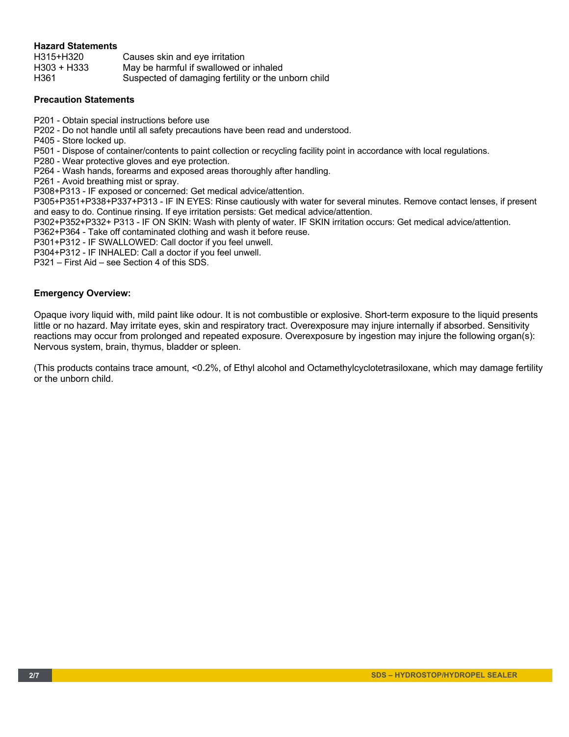**Hazard Statements**

| | |
|---|---|
| H315+H320 | Causes skin and eye irritation |
| H303 + H333 | May be harmful if swallowed or inhaled |
| H361 | Suspected of damaging fertility or the unborn child |

**Precaution Statements**

P201 - Obtain special instructions before use
P202 - Do not handle until all safety precautions have been read and understood.
P405 - Store locked up.
P501 - Dispose of container/contents to paint collection or recycling facility point in accordance with local regulations.
P280 - Wear protective gloves and eye protection.
P264 - Wash hands, forearms and exposed areas thoroughly after handling.
P261 - Avoid breathing mist or spray.
P308+P313 - IF exposed or concerned: Get medical advice/attention.
P305+P351+P338+P337+P313 - IF IN EYES: Rinse cautiously with water for several minutes. Remove contact lenses, if present and easy to do. Continue rinsing. If eye irritation persists: Get medical advice/attention.
P302+P352+P332+ P313 - IF ON SKIN: Wash with plenty of water. IF SKIN irritation occurs: Get medical advice/attention.
P362+P364 - Take off contaminated clothing and wash it before reuse.
P301+P312 - IF SWALLOWED: Call doctor if you feel unwell.
P304+P312 - IF INHALED: Call a doctor if you feel unwell.
P321 – First Aid – see Section 4 of this SDS.

**Emergency Overview:**

Opaque ivory liquid with, mild paint like odour. It is not combustible or explosive. Short-term exposure to the liquid presents little or no hazard. May irritate eyes, skin and respiratory tract. Overexposure may injure internally if absorbed. Sensitivity reactions may occur from prolonged and repeated exposure. Overexposure by ingestion may injure the following organ(s): Nervous system, brain, thymus, bladder or spleen.

(This products contains trace amount, <0.2%, of Ethyl alcohol and Octamethylcyclotetrasiloxane, which may damage fertility or the unborn child.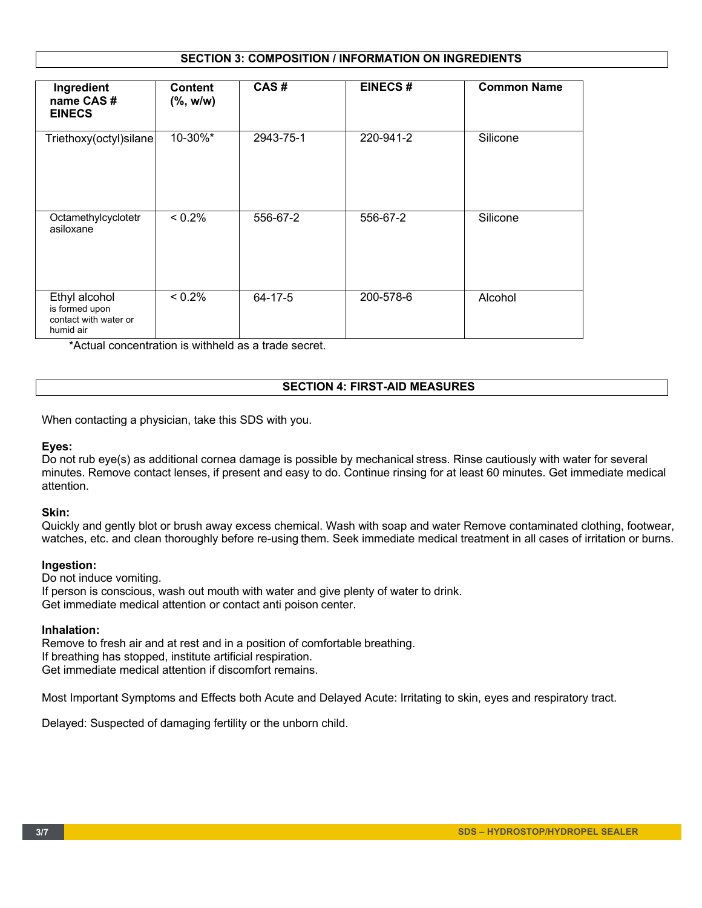## SECTION 3: COMPOSITION / INFORMATION ON INGREDIENTS

| Ingredient name CAS # EINECS | Content (%, w/w) | CAS # | EINECS # | Common Name |
|---|---|---|---|---|
| Triethoxy(octyl)silane | 10-30%* | 2943-75-1 | 220-941-2 | Silicone |
| Octamethylcyclotetrasiloxane | < 0.2% | 556-67-2 | 556-67-2 | Silicone |
| Ethyl alcohol is formed upon contact with water or humid air | < 0.2% | 64-17-5 | 200-578-6 | Alcohol |

*Actual concentration is withheld as a trade secret.

## SECTION 4: FIRST-AID MEASURES

When contacting a physician, take this SDS with you.

**Eyes:**
Do not rub eye(s) as additional cornea damage is possible by mechanical stress. Rinse cautiously with water for several minutes. Remove contact lenses, if present and easy to do. Continue rinsing for at least 60 minutes. Get immediate medical attention.

**Skin:**
Quickly and gently blot or brush away excess chemical. Wash with soap and water Remove contaminated clothing, footwear, watches, etc. and clean thoroughly before re-using them. Seek immediate medical treatment in all cases of irritation or burns.

**Ingestion:**
Do not induce vomiting.
If person is conscious, wash out mouth with water and give plenty of water to drink.
Get immediate medical attention or contact anti poison center.

**Inhalation:**
Remove to fresh air and at rest and in a position of comfortable breathing.
If breathing has stopped, institute artificial respiration.
Get immediate medical attention if discomfort remains.

Most Important Symptoms and Effects both Acute and Delayed Acute: Irritating to skin, eyes and respiratory tract.

Delayed: Suspected of damaging fertility or the unborn child.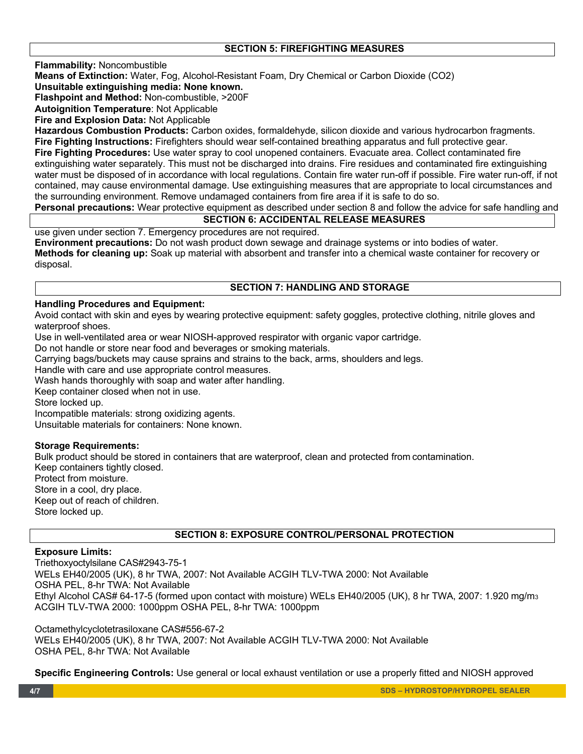## SECTION 5: FIREFIGHTING MEASURES

**Flammability:** Noncombustible
**Means of Extinction:** Water, Fog, Alcohol-Resistant Foam, Dry Chemical or Carbon Dioxide ($CO_2$)
**Unsuitable extinguishing media: None known.**
**Flashpoint and Method:** Non-combustible, >200F
**Autoignition Temperature**: Not Applicable
**Fire and Explosion Data:** Not Applicable
**Hazardous Combustion Products:** Carbon oxides, formaldehyde, silicon dioxide and various hydrocarbon fragments.
**Fire Fighting Instructions:** Firefighters should wear self-contained breathing apparatus and full protective gear.
**Fire Fighting Procedures:** Use water spray to cool unopened containers. Evacuate area. Collect contaminated fire extinguishing water separately. This must not be discharged into drains. Fire residues and contaminated fire extinguishing water must be disposed of in accordance with local regulations. Contain fire water run-off if possible. Fire water run-off, if not contained, may cause environmental damage. Use extinguishing measures that are appropriate to local circumstances and the surrounding environment. Remove undamaged containers from fire area if it is safe to do so.

## SECTION 6: ACCIDENTAL RELEASE MEASURES

**Personal precautions:** Wear protective equipment as described under section 8 and follow the advice for safe handling and use given under section 7. Emergency procedures are not required.
**Environment precautions:** Do not wash product down sewage and drainage systems or into bodies of water.
**Methods for cleaning up:** Soak up material with absorbent and transfer into a chemical waste container for recovery or disposal.

## SECTION 7: HANDLING AND STORAGE

**Handling Procedures and Equipment:**
Avoid contact with skin and eyes by wearing protective equipment: safety goggles, protective clothing, nitrile gloves and waterproof shoes.
Use in well-ventilated area or wear NIOSH-approved respirator with organic vapor cartridge.
Do not handle or store near food and beverages or smoking materials.
Carrying bags/buckets may cause sprains and strains to the back, arms, shoulders and legs.
Handle with care and use appropriate control measures.
Wash hands thoroughly with soap and water after handling.
Keep container closed when not in use.
Store locked up.
Incompatible materials: strong oxidizing agents.
Unsuitable materials for containers: None known.

**Storage Requirements:**
Bulk product should be stored in containers that are waterproof, clean and protected from contamination.
Keep containers tightly closed.
Protect from moisture.
Store in a cool, dry place.
Keep out of reach of children.
Store locked up.

## SECTION 8: EXPOSURE CONTROL/PERSONAL PROTECTION

**Exposure Limits:**
Triethoxyoctylsilane CAS#2943-75-1
WELs EH40/2005 (UK), 8 hr TWA, 2007: Not Available ACGIH TLV-TWA 2000: Not Available
OSHA PEL, 8-hr TWA: Not Available
Ethyl Alcohol CAS# 64-17-5 (formed upon contact with moisture) WELs EH40/2005 (UK), 8 hr TWA, 2007: 1.920 $mg/m^3$
ACGIH TLV-TWA 2000: 1000ppm OSHA PEL, 8-hr TWA: 1000ppm

Octamethylcyclotetrasiloxane CAS#556-67-2
WELs EH40/2005 (UK), 8 hr TWA, 2007: Not Available ACGIH TLV-TWA 2000: Not Available
OSHA PEL, 8-hr TWA: Not Available

**Specific Engineering Controls:** Use general or local exhaust ventilation or use a properly fitted and NIOSH approved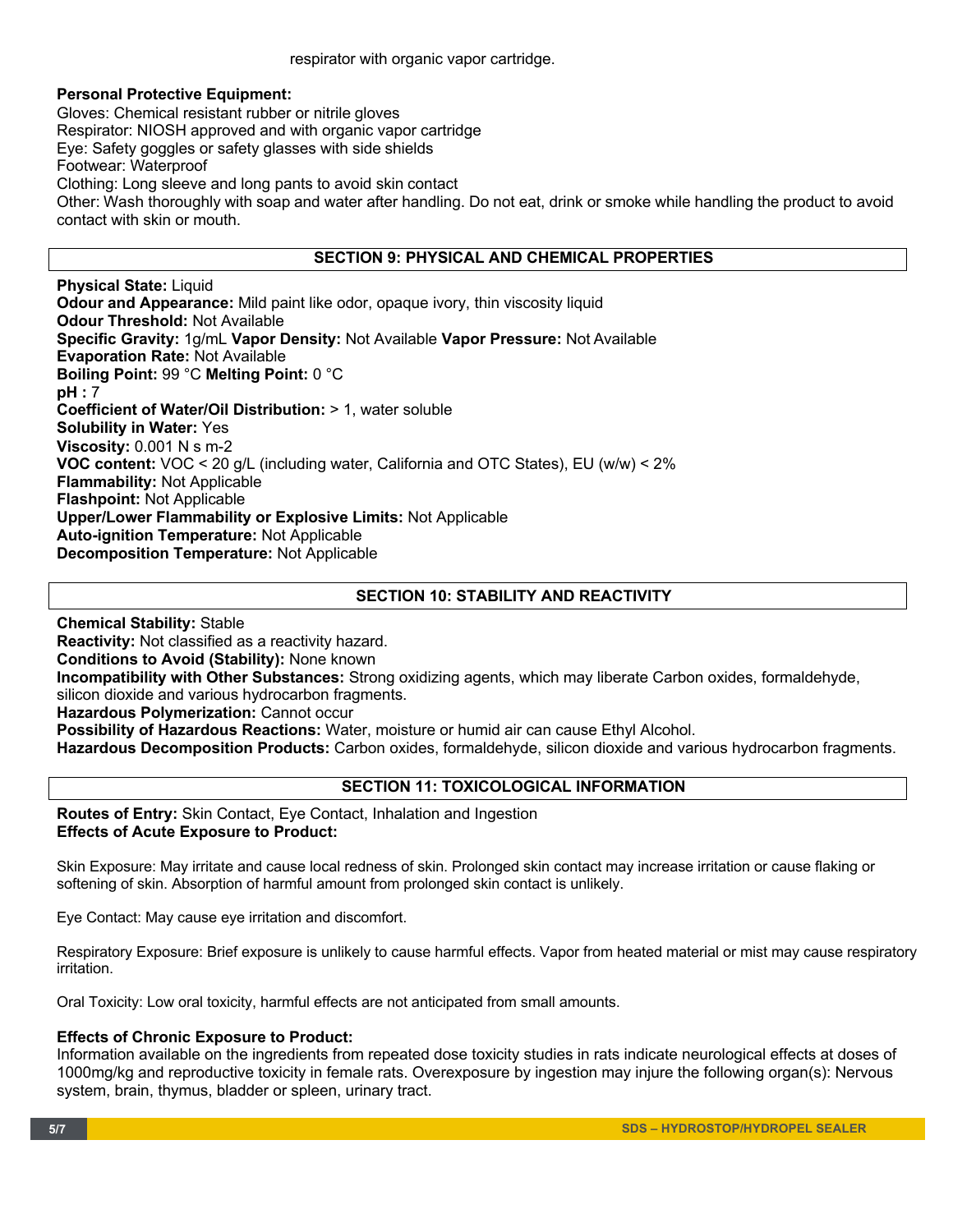respirator with organic vapor cartridge.

**Personal Protective Equipment:**
Gloves: Chemical resistant rubber or nitrile gloves
Respirator: NIOSH approved and with organic vapor cartridge
Eye: Safety goggles or safety glasses with side shields
Footwear: Waterproof
Clothing: Long sleeve and long pants to avoid skin contact
Other: Wash thoroughly with soap and water after handling. Do not eat, drink or smoke while handling the product to avoid contact with skin or mouth.

## SECTION 9: PHYSICAL AND CHEMICAL PROPERTIES

**Physical State:** Liquid
**Odour and Appearance:** Mild paint like odor, opaque ivory, thin viscosity liquid
**Odour Threshold:** Not Available
**Specific Gravity:** 1g/mL **Vapor Density:** Not Available **Vapor Pressure:** Not Available
**Evaporation Rate:** Not Available
**Boiling Point:** 99 °C **Melting Point:** 0 °C
**pH :** 7
**Coefficient of Water/Oil Distribution:** > 1, water soluble
**Solubility in Water:** Yes
**Viscosity:** 0.001 N s m-2
**VOC content:** VOC < 20 g/L (including water, California and OTC States), EU (w/w) < 2%
**Flammability:** Not Applicable
**Flashpoint:** Not Applicable
**Upper/Lower Flammability or Explosive Limits:** Not Applicable
**Auto-ignition Temperature:** Not Applicable
**Decomposition Temperature:** Not Applicable

## SECTION 10: STABILITY AND REACTIVITY

**Chemical Stability:** Stable
**Reactivity:** Not classified as a reactivity hazard.
**Conditions to Avoid (Stability):** None known
**Incompatibility with Other Substances:** Strong oxidizing agents, which may liberate Carbon oxides, formaldehyde, silicon dioxide and various hydrocarbon fragments.
**Hazardous Polymerization:** Cannot occur
**Possibility of Hazardous Reactions:** Water, moisture or humid air can cause Ethyl Alcohol.
**Hazardous Decomposition Products:** Carbon oxides, formaldehyde, silicon dioxide and various hydrocarbon fragments.

## SECTION 11: TOXICOLOGICAL INFORMATION

**Routes of Entry:** Skin Contact, Eye Contact, Inhalation and Ingestion
**Effects of Acute Exposure to Product:**

Skin Exposure: May irritate and cause local redness of skin. Prolonged skin contact may increase irritation or cause flaking or softening of skin. Absorption of harmful amount from prolonged skin contact is unlikely.

Eye Contact: May cause eye irritation and discomfort.

Respiratory Exposure: Brief exposure is unlikely to cause harmful effects. Vapor from heated material or mist may cause respiratory irritation.

Oral Toxicity: Low oral toxicity, harmful effects are not anticipated from small amounts.

**Effects of Chronic Exposure to Product:**
Information available on the ingredients from repeated dose toxicity studies in rats indicate neurological effects at doses of 1000mg/kg and reproductive toxicity in female rats. Overexposure by ingestion may injure the following organ(s): Nervous system, brain, thymus, bladder or spleen, urinary tract.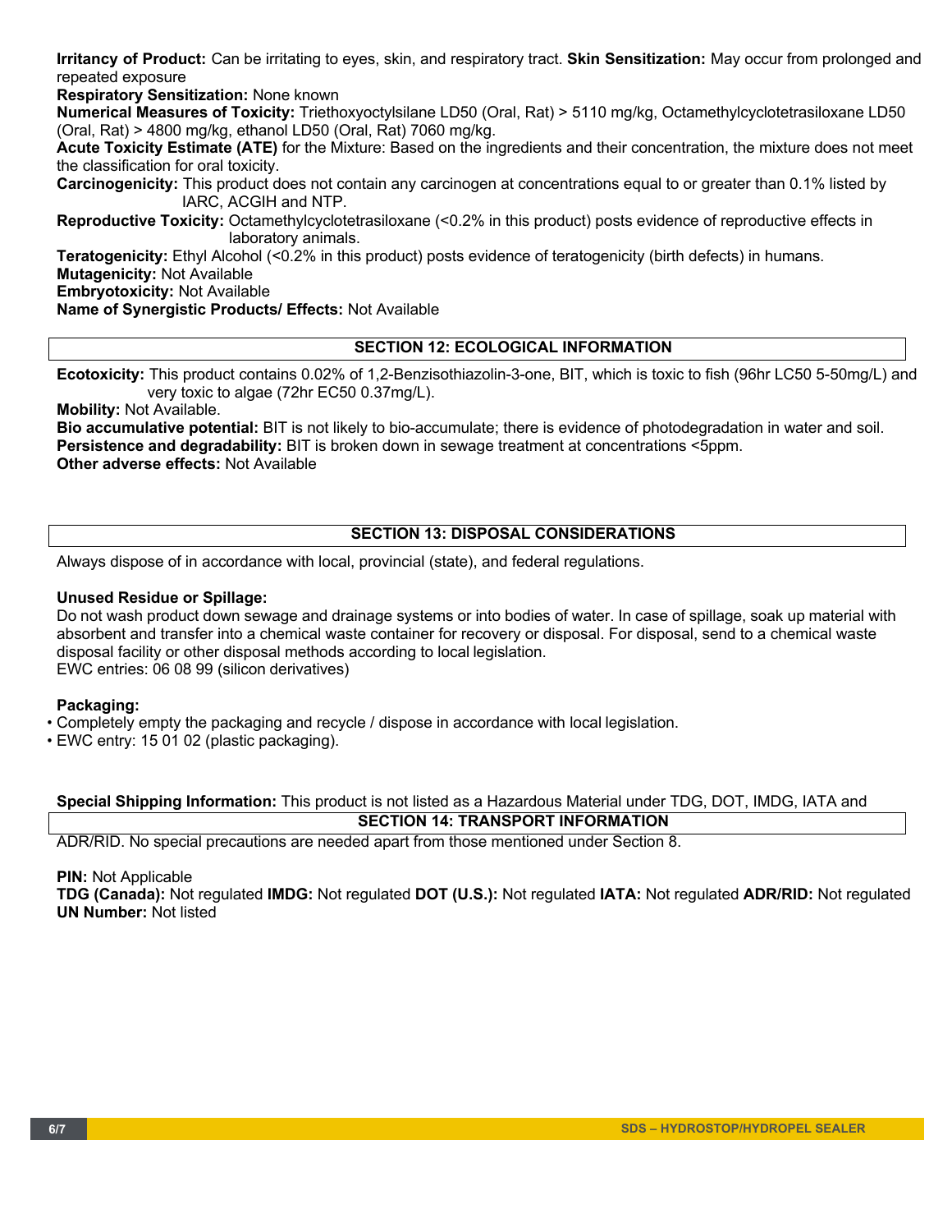**Irritancy of Product:** Can be irritating to eyes, skin, and respiratory tract. **Skin Sensitization:** May occur from prolonged and repeated exposure

**Respiratory Sensitization:** None known

**Numerical Measures of Toxicity:** Triethoxyoctylsilane LD50 (Oral, Rat) > 5110 mg/kg, Octamethylcyclotetrasiloxane LD50 (Oral, Rat) > 4800 mg/kg, ethanol LD50 (Oral, Rat) 7060 mg/kg.

**Acute Toxicity Estimate (ATE)** for the Mixture: Based on the ingredients and their concentration, the mixture does not meet the classification for oral toxicity.

**Carcinogenicity:** This product does not contain any carcinogen at concentrations equal to or greater than 0.1% listed by IARC, ACGIH and NTP.

**Reproductive Toxicity:** Octamethylcyclotetrasiloxane (<0.2% in this product) posts evidence of reproductive effects in laboratory animals.

**Teratogenicity:** Ethyl Alcohol (<0.2% in this product) posts evidence of teratogenicity (birth defects) in humans.

**Mutagenicity:** Not Available

**Embryotoxicity:** Not Available

**Name of Synergistic Products/ Effects:** Not Available

## SECTION 12: ECOLOGICAL INFORMATION

**Ecotoxicity:** This product contains 0.02% of 1,2-Benzisothiazolin-3-one, BIT, which is toxic to fish (96hr LC50 5-50mg/L) and very toxic to algae (72hr EC50 0.37mg/L).

**Mobility:** Not Available.

**Bio accumulative potential:** BIT is not likely to bio-accumulate; there is evidence of photodegradation in water and soil.

**Persistence and degradability:** BIT is broken down in sewage treatment at concentrations <5ppm.

**Other adverse effects:** Not Available

## SECTION 13: DISPOSAL CONSIDERATIONS

Always dispose of in accordance with local, provincial (state), and federal regulations.

**Unused Residue or Spillage:**

Do not wash product down sewage and drainage systems or into bodies of water. In case of spillage, soak up material with absorbent and transfer into a chemical waste container for recovery or disposal. For disposal, send to a chemical waste disposal facility or other disposal methods according to local legislation.
EWC entries: 06 08 99 (silicon derivatives)

**Packaging:**

- Completely empty the packaging and recycle / dispose in accordance with local legislation.
- EWC entry: 15 01 02 (plastic packaging).

## SECTION 14: TRANSPORT INFORMATION

**Special Shipping Information:** This product is not listed as a Hazardous Material under TDG, DOT, IMDG, IATA and ADR/RID. No special precautions are needed apart from those mentioned under Section 8.

**PIN:** Not Applicable

**TDG (Canada):** Not regulated **IMDG:** Not regulated **DOT (U.S.):** Not regulated **IATA:** Not regulated **ADR/RID:** Not regulated

**UN Number:** Not listed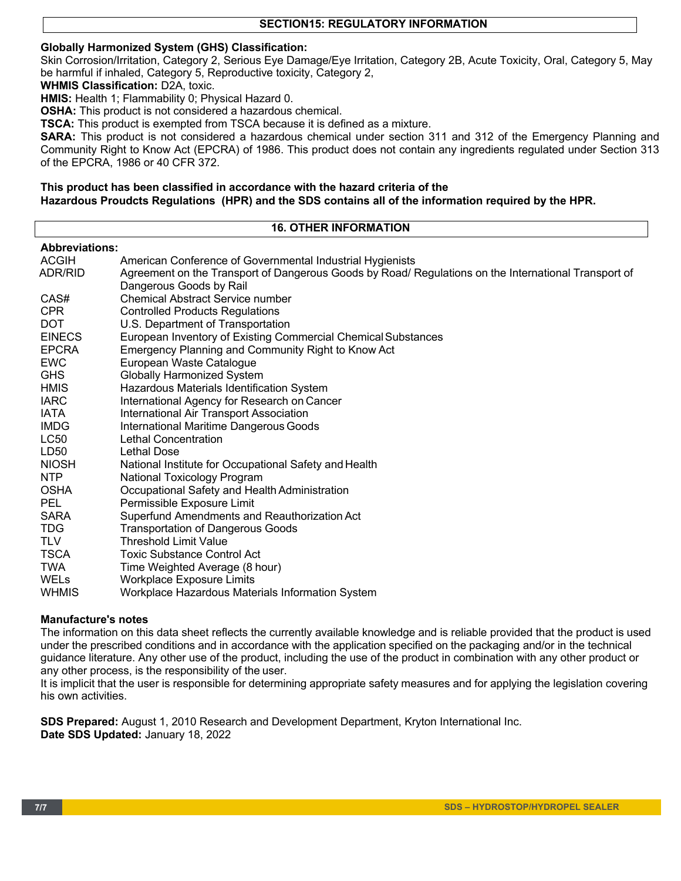## SECTION15: REGULATORY INFORMATION

**Globally Harmonized System (GHS) Classification:**
Skin Corrosion/Irritation, Category 2, Serious Eye Damage/Eye Irritation, Category 2B, Acute Toxicity, Oral, Category 5, May be harmful if inhaled, Category 5, Reproductive toxicity, Category 2,
**WHMIS Classification:** D2A, toxic.
**HMIS:** Health 1; Flammability 0; Physical Hazard 0.
**OSHA:** This product is not considered a hazardous chemical.
**TSCA:** This product is exempted from TSCA because it is defined as a mixture.
**SARA:** This product is not considered a hazardous chemical under section 311 and 312 of the Emergency Planning and Community Right to Know Act (EPCRA) of 1986. This product does not contain any ingredients regulated under Section 313 of the EPCRA, 1986 or 40 CFR 372.

**This product has been classified in accordance with the hazard criteria of the Hazardous Proudcts Regulations (HPR) and the SDS contains all of the information required by the HPR.**

## 16. OTHER INFORMATION

**Abbreviations:**

| | |
|---|---|
| ACGIH | American Conference of Governmental Industrial Hygienists |
| ADR/RID | Agreement on the Transport of Dangerous Goods by Road/ Regulations on the International Transport of Dangerous Goods by Rail |
| CAS# | Chemical Abstract Service number |
| CPR | Controlled Products Regulations |
| DOT | U.S. Department of Transportation |
| EINECS | European Inventory of Existing Commercial Chemical Substances |
| EPCRA | Emergency Planning and Community Right to Know Act |
| EWC | European Waste Catalogue |
| GHS | Globally Harmonized System |
| HMIS | Hazardous Materials Identification System |
| IARC | International Agency for Research on Cancer |
| IATA | International Air Transport Association |
| IMDG | International Maritime Dangerous Goods |
| LC50 | Lethal Concentration |
| LD50 | Lethal Dose |
| NIOSH | National Institute for Occupational Safety and Health |
| NTP | National Toxicology Program |
| OSHA | Occupational Safety and Health Administration |
| PEL | Permissible Exposure Limit |
| SARA | Superfund Amendments and Reauthorization Act |
| TDG | Transportation of Dangerous Goods |
| TLV | Threshold Limit Value |
| TSCA | Toxic Substance Control Act |
| TWA | Time Weighted Average (8 hour) |
| WELs | Workplace Exposure Limits |
| WHMIS | Workplace Hazardous Materials Information System |

**Manufacture's notes**
The information on this data sheet reflects the currently available knowledge and is reliable provided that the product is used under the prescribed conditions and in accordance with the application specified on the packaging and/or in the technical guidance literature. Any other use of the product, including the use of the product in combination with any other product or any other process, is the responsibility of the user.
It is implicit that the user is responsible for determining appropriate safety measures and for applying the legislation covering his own activities.

**SDS Prepared:** August 1, 2010 Research and Development Department, Kryton International Inc.
**Date SDS Updated:** January 18, 2022